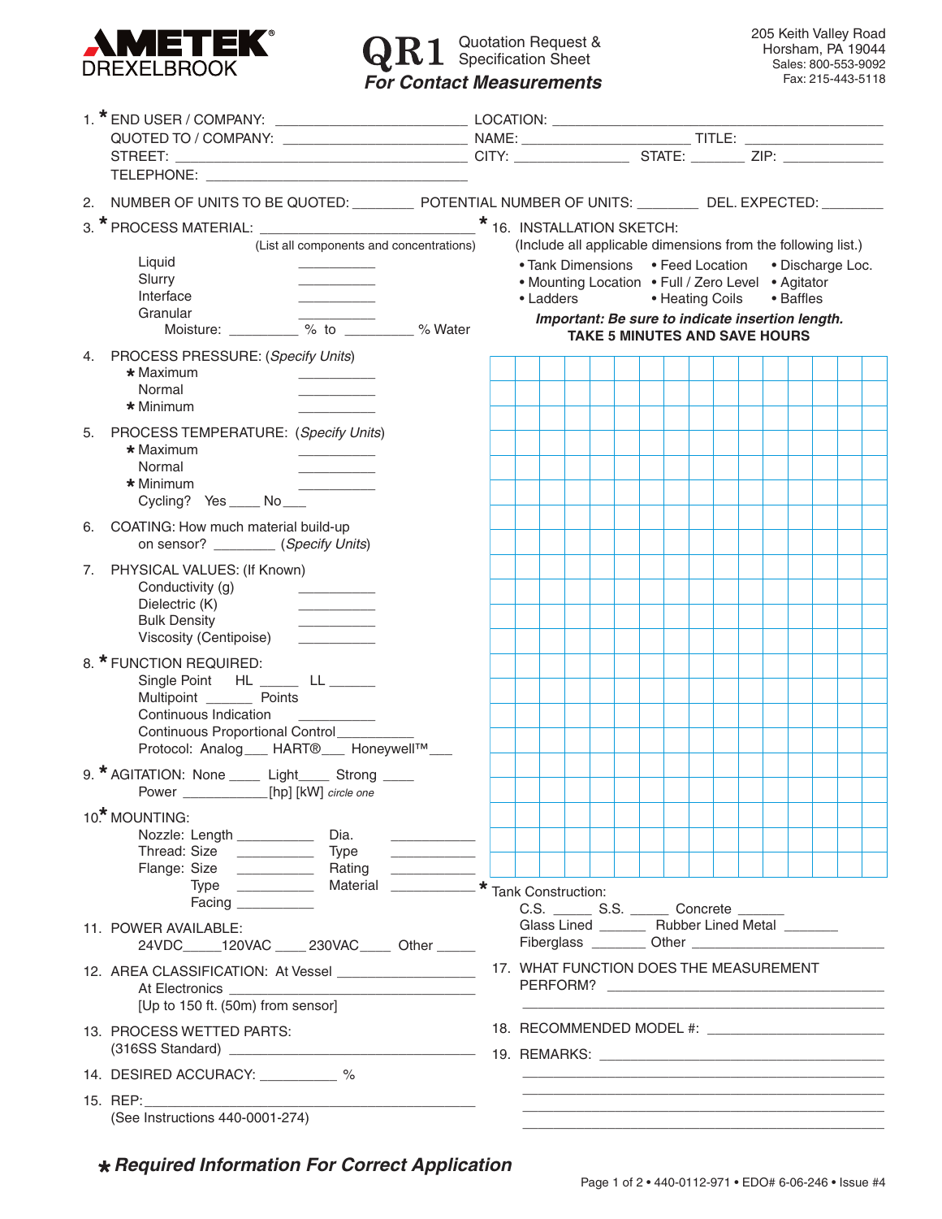AMETEK DREXELBROOK

# QR1 Quotation Request & Specification Sheet

## *For Contact Measurements*

205 Keith Valley Road
Horsham, PA 19044
Sales: 800-553-9092
Fax: 215-443-5118

1. * END USER / COMPANY: ______________________ LOCATION: ______________________
   QUOTED TO / COMPANY: ______________________ NAME: ______________________ TITLE: ______________________
   STREET: ______________________ CITY: ______________ STATE: _______ ZIP: ____________
   TELEPHONE: ______________________

2. NUMBER OF UNITS TO BE QUOTED: ________ POTENTIAL NUMBER OF UNITS: ________ DEL. EXPECTED: ________

3. * PROCESS MATERIAL: ______________________
   (List all components and concentrations)
   - Liquid __________
   - Slurry __________
   - Interface __________
   - Granular __________
   - Moisture: _________ % to _________ % Water

4. PROCESS PRESSURE: (*Specify Units*)
   - * Maximum __________
   - Normal __________
   - * Minimum __________

5. PROCESS TEMPERATURE: (*Specify Units*)
   - * Maximum __________
   - Normal __________
   - * Minimum __________
   - Cycling? Yes ____ No ___

6. COATING: How much material build-up on sensor? ________ (*Specify Units*)

7. PHYSICAL VALUES: (If Known)
   - Conductivity (g) __________
   - Dielectric (K) __________
   - Bulk Density __________
   - Viscosity (Centipoise) __________

8. * FUNCTION REQUIRED:
   - Single Point HL _____ LL ______
   - Multipoint ______ Points
   - Continuous Indication __________
   - Continuous Proportional Control __________
   - Protocol: Analog___ HART®___ Honeywell™___

9. * AGITATION: None ____ Light____ Strong ____
   Power ___________[hp] [kW] *circle one*

10. * MOUNTING:
    - Nozzle: Length __________ Dia. ___________
    - Thread: Size __________ Type ___________
    - Flange: Size __________ Rating ___________
    - Type __________ Material ___________
    - Facing __________

11. POWER AVAILABLE:
    24VDC_____120VAC ____ 230VAC____ Other _____

12. AREA CLASSIFICATION: At Vessel _________________
    At Electronics _________________
    [Up to 150 ft. (50m) from sensor]

13. PROCESS WETTED PARTS:
    (316SS Standard) _________________

14. DESIRED ACCURACY: __________ %

15. REP: ______________________
    (See Instructions 440-0001-274)

16. * INSTALLATION SKETCH:
    (Include all applicable dimensions from the following list.)
    - Tank Dimensions
    - Feed Location
    - Discharge Loc.
    - Mounting Location
    - Full / Zero Level
    - Agitator
    - Ladders
    - Heating Coils
    - Baffles

    ***Important: Be sure to indicate insertion length.***
    **TAKE 5 MINUTES AND SAVE HOURS**

* Tank Construction:
  C.S. _____ S.S. _____ Concrete ______
  Glass Lined ______ Rubber Lined Metal _______
  Fiberglass _______ Other ______________________

17. WHAT FUNCTION DOES THE MEASUREMENT PERFORM? ______________________
    ______________________

18. RECOMMENDED MODEL #: ______________________

19. REMARKS: ______________________
    ______________________
    ______________________
    ______________________
    ______________________

***\* Required Information For Correct Application***

440-0112-971 • EDO# 6-06-246 • Issue #4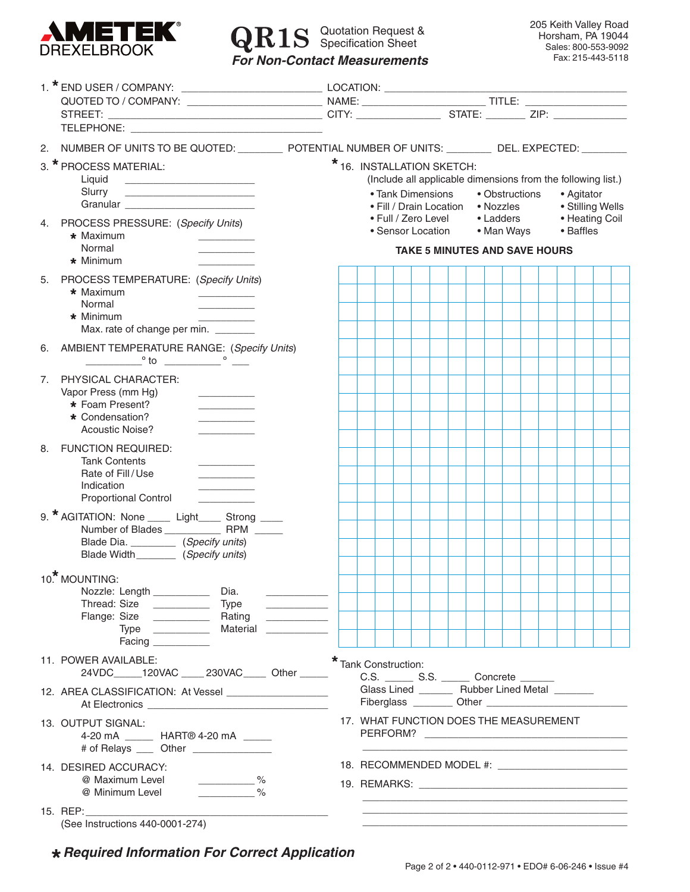AMETEK DREXELBROOK

# QR1S Quotation Request & Specification Sheet

***For Non-Contact Measurements***

205 Keith Valley Road
Horsham, PA 19044
Sales: 800-553-9092
Fax: 215-443-5118

1. * END USER / COMPANY: ______________________ LOCATION: ______________________
   QUOTED TO / COMPANY: ______________________ NAME: ______________ TITLE: ______________
   STREET: ______________________ CITY: ______________ STATE: _______ ZIP: ____________
   TELEPHONE: ______________________

2. NUMBER OF UNITS TO BE QUOTED: ________ POTENTIAL NUMBER OF UNITS: ________ DEL. EXPECTED: ________

3. * PROCESS MATERIAL:
   - Liquid ______________________
   - Slurry ______________________
   - Granular ______________________

4. PROCESS PRESSURE: (*Specify Units*)
   - * Maximum __________
   - Normal __________
   - * Minimum __________

5. PROCESS TEMPERATURE: (*Specify Units*)
   - * Maximum __________
   - Normal __________
   - * Minimum __________
   - Max. rate of change per min. _______

6. AMBIENT TEMPERATURE RANGE: (*Specify Units*)
   __________° to __________° ___

7. PHYSICAL CHARACTER:
   - Vapor Press (mm Hg) __________
   - * Foam Present? __________
   - * Condensation? __________
   - Acoustic Noise? __________

8. FUNCTION REQUIRED:
   - Tank Contents __________
   - Rate of Fill / Use __________
   - Indication __________
   - Proportional Control __________

9. * AGITATION: None ____ Light____ Strong ____
   - Number of Blades __________ RPM _____
   - Blade Dia. ________ (*Specify units*)
   - Blade Width_______ (*Specify units*)

10. * MOUNTING:
    - Nozzle: Length __________ Dia. ___________
    - Thread: Size __________ Type ___________
    - Flange: Size __________ Rating ___________
    - Type __________ Material ___________
    - Facing __________

11. POWER AVAILABLE:
    24VDC_____120VAC ____ 230VAC____ Other _____

12. AREA CLASSIFICATION: At Vessel __________________
    At Electronics ______________________________

13. OUTPUT SIGNAL:
    4-20 mA _____ HART® 4-20 mA _____
    # of Relays ___ Other _____________

14. DESIRED ACCURACY:
    - @ Maximum Level __________ %
    - @ Minimum Level __________ %

15. REP: ______________________________________
    (See Instructions 440-0001-274)

16. * INSTALLATION SKETCH:
    (Include all applicable dimensions from the following list.)
    - Tank Dimensions
    - Fill / Drain Location
    - Full / Zero Level
    - Sensor Location
    - Obstructions
    - Nozzles
    - Ladders
    - Man Ways
    - Agitator
    - Stilling Wells
    - Heating Coil
    - Baffles

    **TAKE 5 MINUTES AND SAVE HOURS**

    * Tank Construction:
    C.S. _____ S.S. _____ Concrete ______
    Glass Lined ______ Rubber Lined Metal _______
    Fiberglass _______ Other ____________________

17. WHAT FUNCTION DOES THE MEASUREMENT PERFORM? ______________________________
    ______________________________________________

18. RECOMMENDED MODEL #: ______________________

19. REMARKS: ______________________________________
    ______________________________________________
    ______________________________________________
    ______________________________________________

***\* Required Information For Correct Application***

440-0112-971 • EDO# 6-06-246 • Issue #4